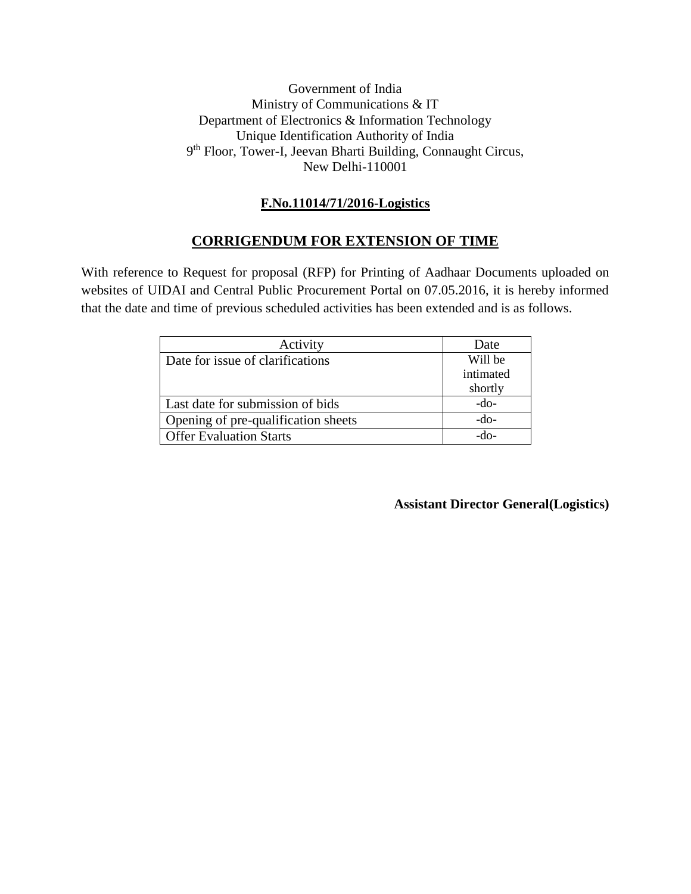Government of India
Ministry of Communications & IT
Department of Electronics & Information Technology
Unique Identification Authority of India
9th Floor, Tower-I, Jeevan Bharti Building, Connaught Circus,
New Delhi-110001

**F.No.11014/71/2016-Logistics**

## CORRIGENDUM FOR EXTENSION OF TIME

With reference to Request for proposal (RFP) for Printing of Aadhaar Documents uploaded on websites of UIDAI and Central Public Procurement Portal on 07.05.2016, it is hereby informed that the date and time of previous scheduled activities has been extended and is as follows.

| Activity | Date |
| --- | --- |
| Date for issue of clarifications | Will be intimated shortly |
| Last date for submission of bids | -do- |
| Opening of pre-qualification sheets | -do- |
| Offer Evaluation Starts | -do- |

**Assistant Director General(Logistics)**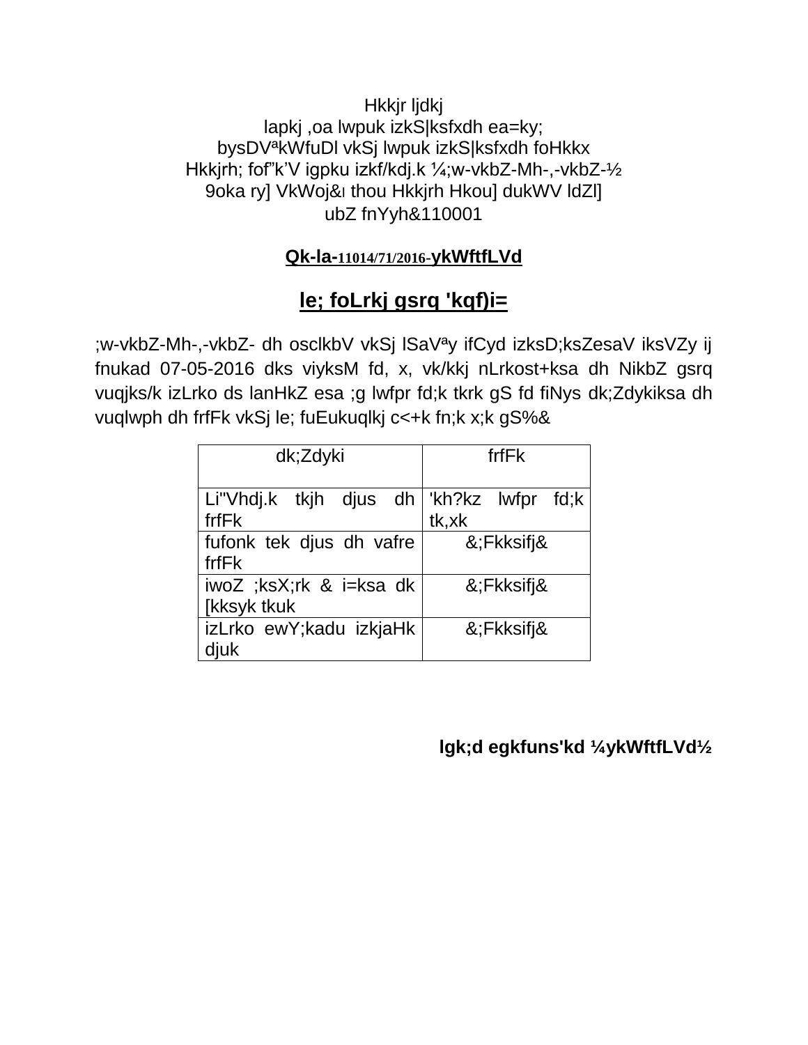Hkkjr ljdkj
lapkj ,oa lwpuk izkS|ksfxdh ea=ky;
bysDVªkWfuDl vkSj lwpuk izkS|ksfxdh foHkkx
Hkkjrh; fof"k'V igpku izkf/kdj.k ¼;w-vkbZ-Mh-,-vkbZ-½
9oka ry] VkWoj&I thou Hkkjrh Hkou] dukWV ldZl]
ubZ fnYyh&110001

**Qk-la-11014/71/2016-ykWftfLVd**

## le; foLrkj gsrq 'kqf)i=

;w-vkbZ-Mh-,-vkbZ- dh osclkbV vkSj lSaVªy ifCyd izksD;ksZesaV iksVZy ij fnukad 07-05-2016 dks viyksM fd, x, vk/kkj nLrkost+ksa dh NikbZ gsrq vuqjks/k izLrko ds lanHkZ esa ;g lwfpr fd;k tkrk gS fd fiNys dk;Zdykiksa dh vuqlwph dh frfFk vkSj le; fuEukuqlkj c<+k fn;k x;k gS%&

| dk;Zdyki | frfFk |
|---|---|
| Li"Vhdj.k tkjh djus dh frfFk | 'kh?kz lwfpr fd;k tk,xk |
| fufonk tek djus dh vafre frfFk | &;Fkksifj& |
| iwoZ ;ksX;rk & i=ksa dk [kksyk tkuk | &;Fkksifj& |
| izLrko ewY;kadu izkjaHk djuk | &;Fkksifj& |

**lgk;d egkfuns'kd ¼ykWftfLVd½**